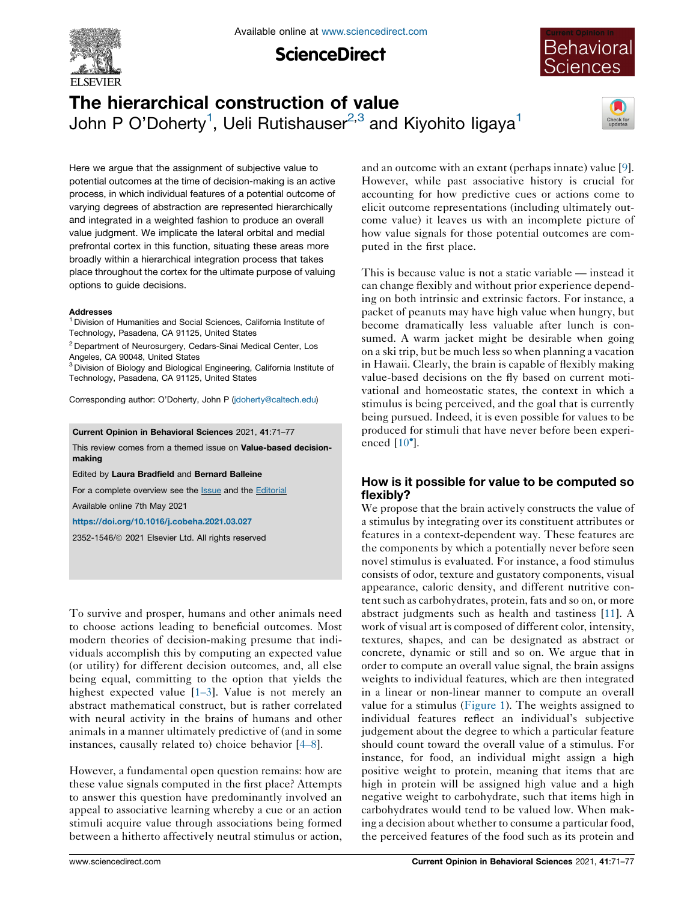# The hierarchical construction of value

John P O'Doherty[1], Ueli Rutishauser[2,3] and Kiyohito Iigaya[1]

Here we argue that the assignment of subjective value to potential outcomes at the time of decision-making is an active process, in which individual features of a potential outcome of varying degrees of abstraction are represented hierarchically and integrated in a weighted fashion to produce an overall value judgment. We implicate the lateral orbital and medial prefrontal cortex in this function, situating these areas more broadly within a hierarchical integration process that takes place throughout the cortex for the ultimate purpose of valuing options to guide decisions.

**Addresses**

[1] Division of Humanities and Social Sciences, California Institute of Technology, Pasadena, CA 91125, United States

[2] Department of Neurosurgery, Cedars-Sinai Medical Center, Los Angeles, CA 90048, United States

[3] Division of Biology and Biological Engineering, California Institute of Technology, Pasadena, CA 91125, United States

Corresponding author: O'Doherty, John P (jdoherty@caltech.edu)

**Current Opinion in Behavioral Sciences** 2021, **41**:71–77

This review comes from a themed issue on **Value-based decision-making**

Edited by **Laura Bradfield** and **Bernard Balleine**

For a complete overview see the Issue and the Editorial

Available online 7th May 2021

https://doi.org/10.1016/j.cobeha.2021.03.027

2352-1546/© 2021 Elsevier Ltd. All rights reserved

To survive and prosper, humans and other animals need to choose actions leading to beneficial outcomes. Most modern theories of decision-making presume that individuals accomplish this by computing an expected value (or utility) for different decision outcomes, and, all else being equal, committing to the option that yields the highest expected value [1–3]. Value is not merely an abstract mathematical construct, but is rather correlated with neural activity in the brains of humans and other animals in a manner ultimately predictive of (and in some instances, causally related to) choice behavior [4–8].

However, a fundamental open question remains: how are these value signals computed in the first place? Attempts to answer this question have predominantly involved an appeal to associative learning whereby a cue or an action stimuli acquire value through associations being formed between a hitherto affectively neutral stimulus or action, and an outcome with an extant (perhaps innate) value [9]. However, while past associative history is crucial for accounting for how predictive cues or actions come to elicit outcome representations (including ultimately outcome value) it leaves us with an incomplete picture of how value signals for those potential outcomes are computed in the first place.

This is because value is not a static variable — instead it can change flexibly and without prior experience depending on both intrinsic and extrinsic factors. For instance, a packet of peanuts may have high value when hungry, but become dramatically less valuable after lunch is consumed. A warm jacket might be desirable when going on a ski trip, but be much less so when planning a vacation in Hawaii. Clearly, the brain is capable of flexibly making value-based decisions on the fly based on current motivational and homeostatic states, the context in which a stimulus is being perceived, and the goal that is currently being pursued. Indeed, it is even possible for values to be produced for stimuli that have never before been experienced [10•].

## How is it possible for value to be computed so flexibly?

We propose that the brain actively constructs the value of a stimulus by integrating over its constituent attributes or features in a context-dependent way. These features are the components by which a potentially never before seen novel stimulus is evaluated. For instance, a food stimulus consists of odor, texture and gustatory components, visual appearance, caloric density, and different nutritive content such as carbohydrates, protein, fats and so on, or more abstract judgments such as health and tastiness [11]. A work of visual art is composed of different color, intensity, textures, shapes, and can be designated as abstract or concrete, dynamic or still and so on. We argue that in order to compute an overall value signal, the brain assigns weights to individual features, which are then integrated in a linear or non-linear manner to compute an overall value for a stimulus (Figure 1). The weights assigned to individual features reflect an individual's subjective judgement about the degree to which a particular feature should count toward the overall value of a stimulus. For instance, for food, an individual might assign a high positive weight to protein, meaning that items that are high in protein will be assigned high value and a high negative weight to carbohydrate, such that items high in carbohydrates would tend to be valued low. When making a decision about whether to consume a particular food, the perceived features of the food such as its protein and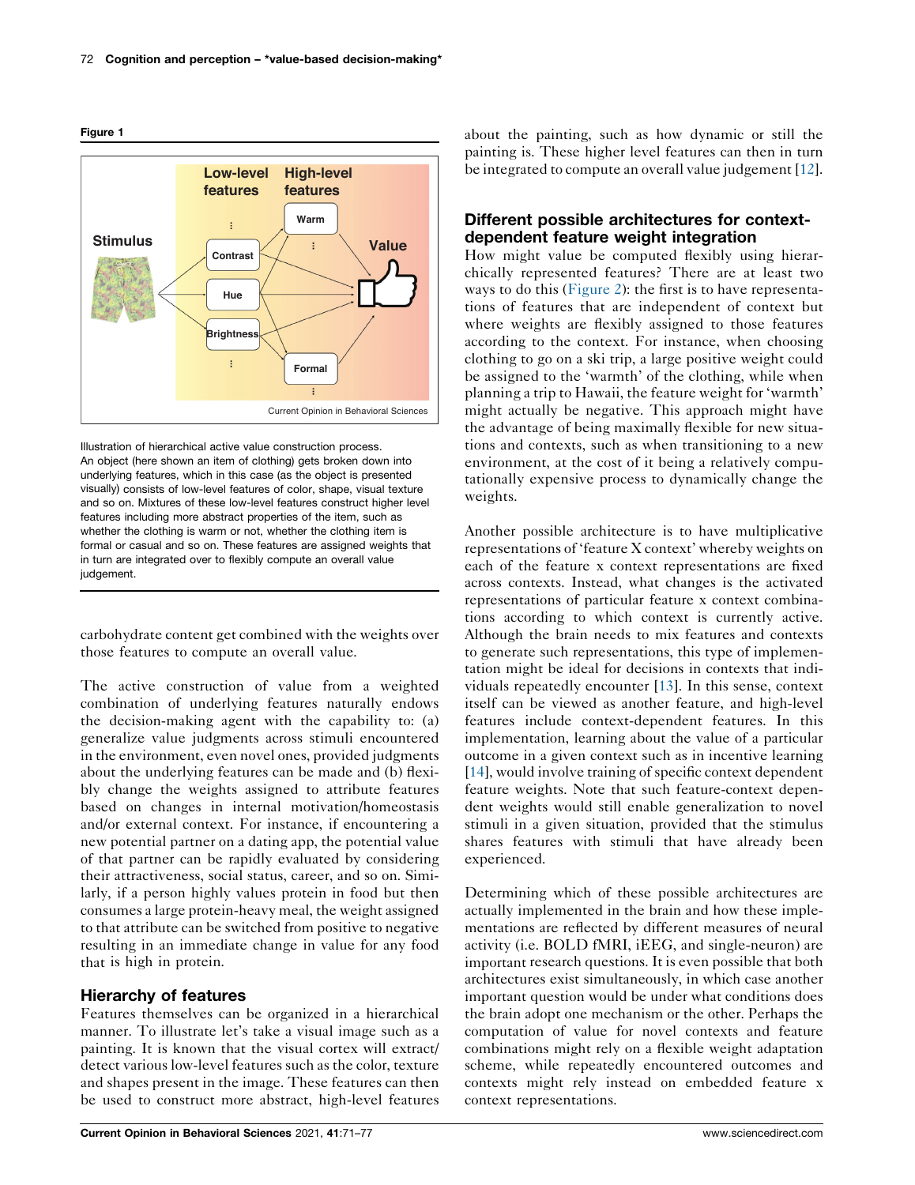**Figure 1**

Illustration of hierarchical active value construction process. An object (here shown an item of clothing) gets broken down into underlying features, which in this case (as the object is presented visually) consists of low-level features of color, shape, visual texture and so on. Mixtures of these low-level features construct higher level features including more abstract properties of the item, such as whether the clothing is warm or not, whether the clothing item is formal or casual and so on. These features are assigned weights that in turn are integrated over to flexibly compute an overall value judgement.

carbohydrate content get combined with the weights over those features to compute an overall value.

The active construction of value from a weighted combination of underlying features naturally endows the decision-making agent with the capability to: (a) generalize value judgments across stimuli encountered in the environment, even novel ones, provided judgments about the underlying features can be made and (b) flexibly change the weights assigned to attribute features based on changes in internal motivation/homeostasis and/or external context. For instance, if encountering a new potential partner on a dating app, the potential value of that partner can be rapidly evaluated by considering their attractiveness, social status, career, and so on. Similarly, if a person highly values protein in food but then consumes a large protein-heavy meal, the weight assigned to that attribute can be switched from positive to negative resulting in an immediate change in value for any food that is high in protein.

## Hierarchy of features

Features themselves can be organized in a hierarchical manner. To illustrate let's take a visual image such as a painting. It is known that the visual cortex will extract/detect various low-level features such as the color, texture and shapes present in the image. These features can then be used to construct more abstract, high-level features about the painting, such as how dynamic or still the painting is. These higher level features can then in turn be integrated to compute an overall value judgement [12].

## Different possible architectures for context-dependent feature weight integration

How might value be computed flexibly using hierarchically represented features? There are at least two ways to do this (Figure 2): the first is to have representations of features that are independent of context but where weights are flexibly assigned to those features according to the context. For instance, when choosing clothing to go on a ski trip, a large positive weight could be assigned to the 'warmth' of the clothing, while when planning a trip to Hawaii, the feature weight for 'warmth' might actually be negative. This approach might have the advantage of being maximally flexible for new situations and contexts, such as when transitioning to a new environment, at the cost of it being a relatively computationally expensive process to dynamically change the weights.

Another possible architecture is to have multiplicative representations of 'feature X context' whereby weights on each of the feature x context representations are fixed across contexts. Instead, what changes is the activated representations of particular feature x context combinations according to which context is currently active. Although the brain needs to mix features and contexts to generate such representations, this type of implementation might be ideal for decisions in contexts that individuals repeatedly encounter [13]. In this sense, context itself can be viewed as another feature, and high-level features include context-dependent features. In this implementation, learning about the value of a particular outcome in a given context such as in incentive learning [14], would involve training of specific context dependent feature weights. Note that such feature-context dependent weights would still enable generalization to novel stimuli in a given situation, provided that the stimulus shares features with stimuli that have already been experienced.

Determining which of these possible architectures are actually implemented in the brain and how these implementations are reflected by different measures of neural activity (i.e. BOLD fMRI, iEEG, and single-neuron) are important research questions. It is even possible that both architectures exist simultaneously, in which case another important question would be under what conditions does the brain adopt one mechanism or the other. Perhaps the computation of value for novel contexts and feature combinations might rely on a flexible weight adaptation scheme, while repeatedly encountered outcomes and contexts might rely instead on embedded feature x context representations.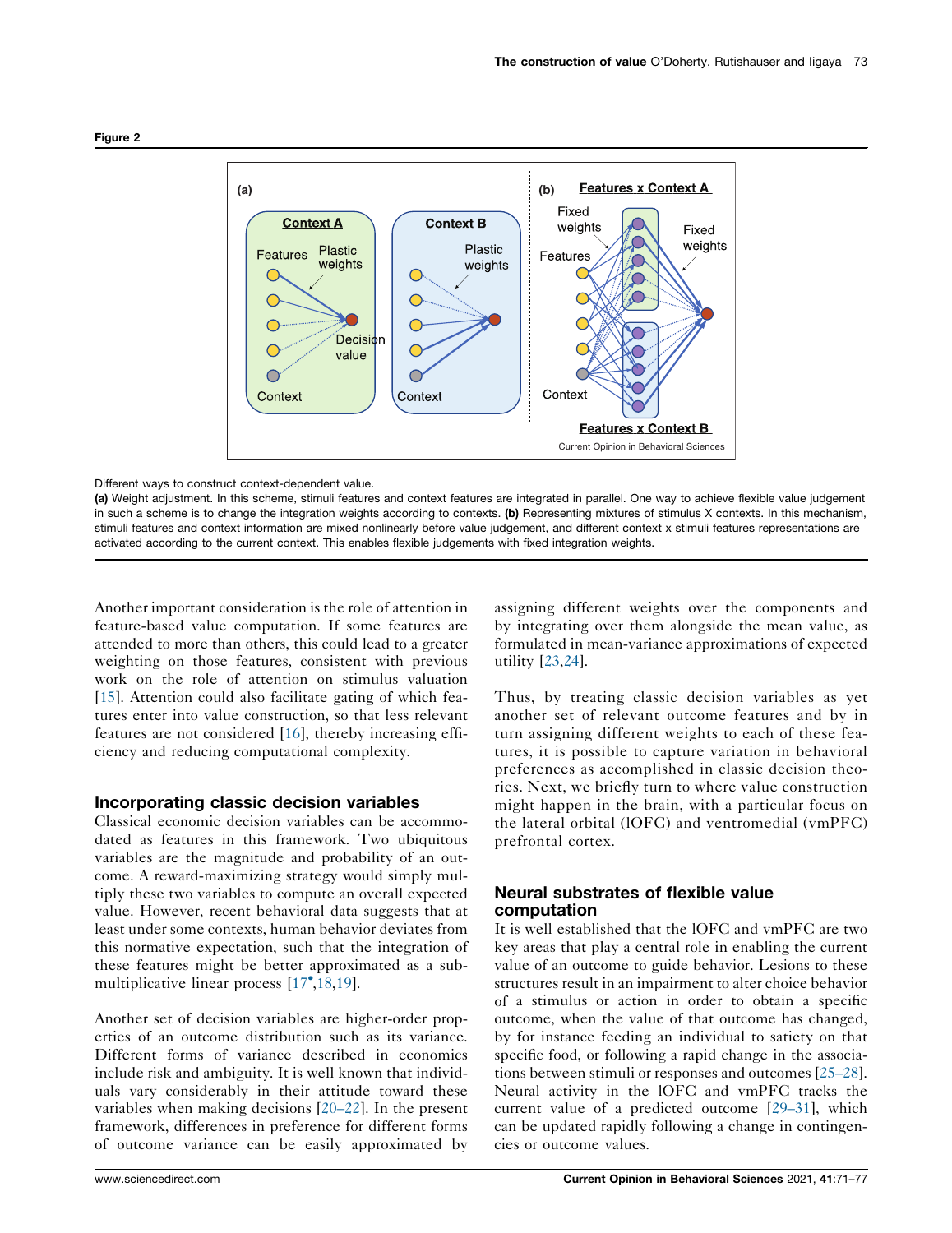Figure 2

Different ways to construct context-dependent value.

**(a)** Weight adjustment. In this scheme, stimuli features and context features are integrated in parallel. One way to achieve flexible value judgement in such a scheme is to change the integration weights according to contexts. **(b)** Representing mixtures of stimulus X contexts. In this mechanism, stimuli features and context information are mixed nonlinearly before value judgement, and different context x stimuli features representations are activated according to the current context. This enables flexible judgements with fixed integration weights.

Another important consideration is the role of attention in feature-based value computation. If some features are attended to more than others, this could lead to a greater weighting on those features, consistent with previous work on the role of attention on stimulus valuation [15]. Attention could also facilitate gating of which features enter into value construction, so that less relevant features are not considered [16], thereby increasing efficiency and reducing computational complexity.

## Incorporating classic decision variables

Classical economic decision variables can be accommodated as features in this framework. Two ubiquitous variables are the magnitude and probability of an outcome. A reward-maximizing strategy would simply multiply these two variables to compute an overall expected value. However, recent behavioral data suggests that at least under some contexts, human behavior deviates from this normative expectation, such that the integration of these features might be better approximated as a sub-multiplicative linear process [17•,18,19].

Another set of decision variables are higher-order properties of an outcome distribution such as its variance. Different forms of variance described in economics include risk and ambiguity. It is well known that individuals vary considerably in their attitude toward these variables when making decisions [20–22]. In the present framework, differences in preference for different forms of outcome variance can be easily approximated by assigning different weights over the components and by integrating over them alongside the mean value, as formulated in mean-variance approximations of expected utility [23,24].

Thus, by treating classic decision variables as yet another set of relevant outcome features and by in turn assigning different weights to each of these features, it is possible to capture variation in behavioral preferences as accomplished in classic decision theories. Next, we briefly turn to where value construction might happen in the brain, with a particular focus on the lateral orbital (lOFC) and ventromedial (vmPFC) prefrontal cortex.

## Neural substrates of flexible value computation

It is well established that the lOFC and vmPFC are two key areas that play a central role in enabling the current value of an outcome to guide behavior. Lesions to these structures result in an impairment to alter choice behavior of a stimulus or action in order to obtain a specific outcome, when the value of that outcome has changed, by for instance feeding an individual to satiety on that specific food, or following a rapid change in the associations between stimuli or responses and outcomes [25–28]. Neural activity in the lOFC and vmPFC tracks the current value of a predicted outcome [29–31], which can be updated rapidly following a change in contingencies or outcome values.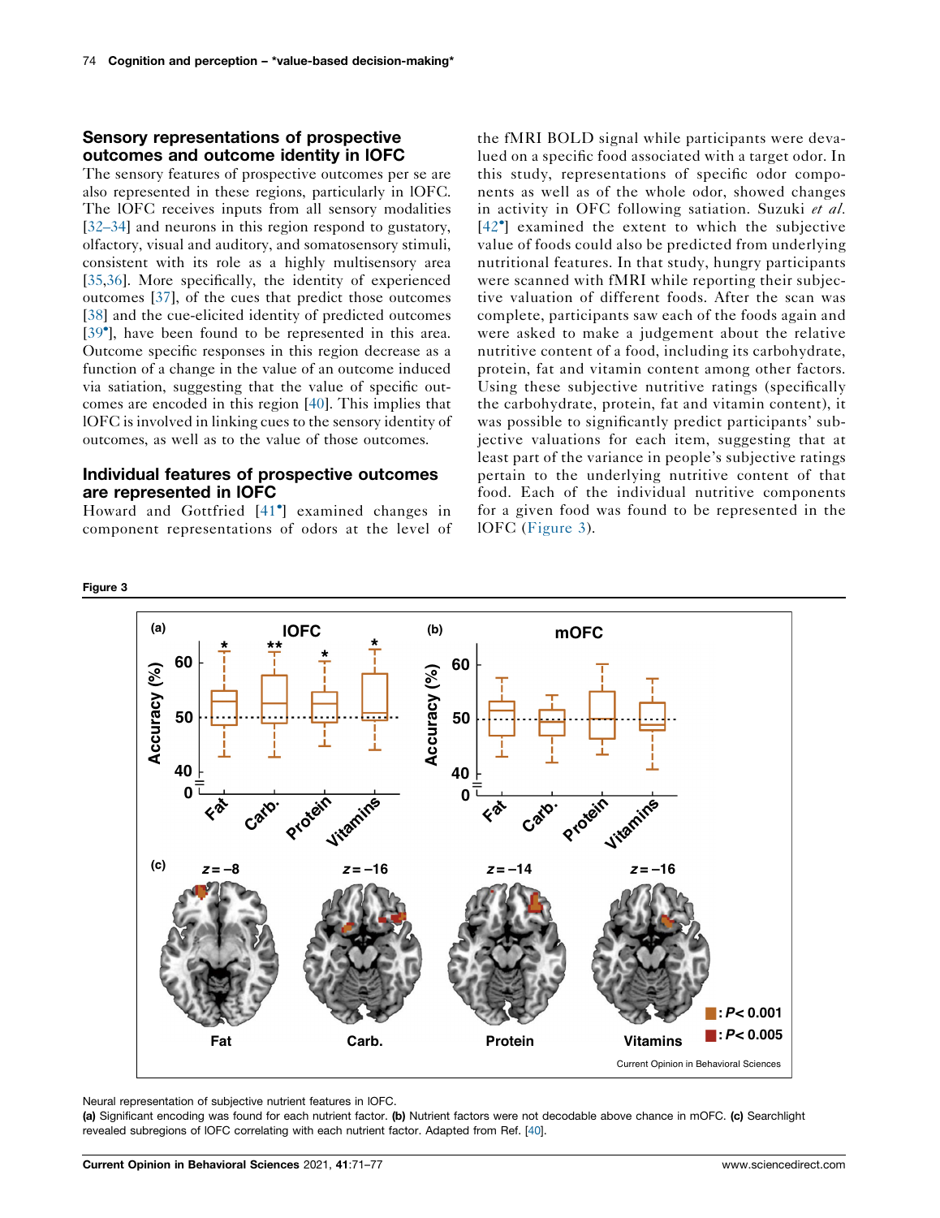## Sensory representations of prospective outcomes and outcome identity in lOFC

The sensory features of prospective outcomes per se are also represented in these regions, particularly in lOFC. The lOFC receives inputs from all sensory modalities [32–34] and neurons in this region respond to gustatory, olfactory, visual and auditory, and somatosensory stimuli, consistent with its role as a highly multisensory area [35,36]. More specifically, the identity of experienced outcomes [37], of the cues that predict those outcomes [38] and the cue-elicited identity of predicted outcomes [39•], have been found to be represented in this area. Outcome specific responses in this region decrease as a function of a change in the value of an outcome induced via satiation, suggesting that the value of specific outcomes are encoded in this region [40]. This implies that lOFC is involved in linking cues to the sensory identity of outcomes, as well as to the value of those outcomes.

## Individual features of prospective outcomes are represented in lOFC

Howard and Gottfried [41•] examined changes in component representations of odors at the level of the fMRI BOLD signal while participants were devalued on a specific food associated with a target odor. In this study, representations of specific odor components as well as of the whole odor, showed changes in activity in OFC following satiation. Suzuki *et al.* [42•] examined the extent to which the subjective value of foods could also be predicted from underlying nutritional features. In that study, hungry participants were scanned with fMRI while reporting their subjective valuation of different foods. After the scan was complete, participants saw each of the foods again and were asked to make a judgement about the relative nutritive content of a food, including its carbohydrate, protein, fat and vitamin content among other factors. Using these subjective nutritive ratings (specifically the carbohydrate, protein, fat and vitamin content), it was possible to significantly predict participants' subjective valuations for each item, suggesting that at least part of the variance in people's subjective ratings pertain to the underlying nutritive content of that food. Each of the individual nutritive components for a given food was found to be represented in the lOFC (Figure 3).

**Figure 3**

Neural representation of subjective nutrient features in lOFC.

**(a)** Significant encoding was found for each nutrient factor. **(b)** Nutrient factors were not decodable above chance in mOFC. **(c)** Searchlight revealed subregions of lOFC correlating with each nutrient factor. Adapted from Ref. [40].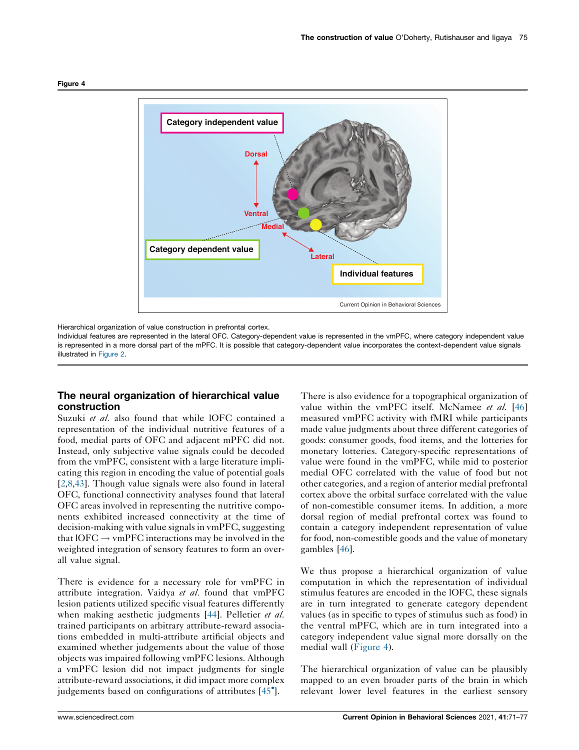Figure 4

Hierarchical organization of value construction in prefrontal cortex.
Individual features are represented in the lateral OFC. Category-dependent value is represented in the vmPFC, where category independent value is represented in a more dorsal part of the mPFC. It is possible that category-dependent value incorporates the context-dependent value signals illustrated in Figure 2.

## The neural organization of hierarchical value construction

Suzuki *et al.* also found that while lOFC contained a representation of the individual nutritive features of a food, medial parts of OFC and adjacent mPFC did not. Instead, only subjective value signals could be decoded from the vmPFC, consistent with a large literature implicating this region in encoding the value of potential goals [2,8,43]. Though value signals were also found in lateral OFC, functional connectivity analyses found that lateral OFC areas involved in representing the nutritive components exhibited increased connectivity at the time of decision-making with value signals in vmPFC, suggesting that lOFC → vmPFC interactions may be involved in the weighted integration of sensory features to form an overall value signal.

There is evidence for a necessary role for vmPFC in attribute integration. Vaidya *et al.* found that vmPFC lesion patients utilized specific visual features differently when making aesthetic judgments [44]. Pelletier *et al.* trained participants on arbitrary attribute-reward associations embedded in multi-attribute artificial objects and examined whether judgements about the value of those objects was impaired following vmPFC lesions. Although a vmPFC lesion did not impact judgments for single attribute-reward associations, it did impact more complex judgements based on configurations of attributes [45•].

There is also evidence for a topographical organization of value within the vmPFC itself. McNamee *et al.* [46] measured vmPFC activity with fMRI while participants made value judgments about three different categories of goods: consumer goods, food items, and the lotteries for monetary lotteries. Category-specific representations of value were found in the vmPFC, while mid to posterior medial OFC correlated with the value of food but not other categories, and a region of anterior medial prefrontal cortex above the orbital surface correlated with the value of non-comestible consumer items. In addition, a more dorsal region of medial prefrontal cortex was found to contain a category independent representation of value for food, non-comestible goods and the value of monetary gambles [46].

We thus propose a hierarchical organization of value computation in which the representation of individual stimulus features are encoded in the lOFC, these signals are in turn integrated to generate category dependent values (as in specific to types of stimulus such as food) in the ventral mPFC, which are in turn integrated into a category independent value signal more dorsally on the medial wall (Figure 4).

The hierarchical organization of value can be plausibly mapped to an even broader parts of the brain in which relevant lower level features in the earliest sensory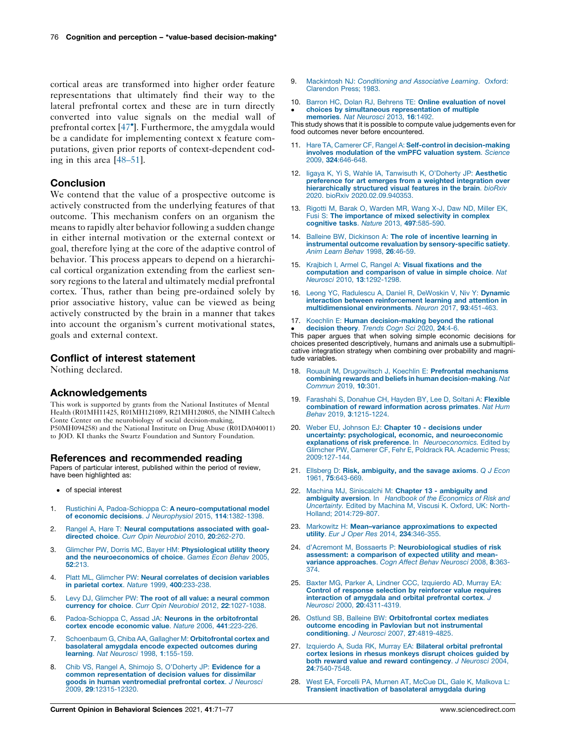cortical areas are transformed into higher order feature representations that ultimately find their way to the lateral prefrontal cortex and these are in turn directly converted into value signals on the medial wall of prefrontal cortex [47•]. Furthermore, the amygdala would be a candidate for implementing context x feature computations, given prior reports of context-dependent coding in this area [48–51].

## Conclusion

We contend that the value of a prospective outcome is actively constructed from the underlying features of that outcome. This mechanism confers on an organism the means to rapidly alter behavior following a sudden change in either internal motivation or the external context or goal, therefore lying at the core of the adaptive control of behavior. This process appears to depend on a hierarchical cortical organization extending from the earliest sensory regions to the lateral and ultimately medial prefrontal cortex. Thus, rather than being pre-ordained solely by prior associative history, value can be viewed as being actively constructed by the brain in a manner that takes into account the organism's current motivational states, goals and external context.

## Conflict of interest statement

Nothing declared.

## Acknowledgements

This work is supported by grants from the National Institutes of Mental Health (R01MH11425, R01MH121089, R21MH120805, the NIMH Caltech Conte Center on the neurobiology of social decision-making, P50MH094258) and the National Institute on Drug Abuse (R01DA040011) to JOD. KI thanks the Swartz Foundation and Suntory Foundation.

## References and recommended reading

Papers of particular interest, published within the period of review, have been highlighted as:

- of special interest

1. Rustichini A, Padoa-Schioppa C: **A neuro-computational model of economic decisions**. *J Neurophysiol* 2015, **114**:1382-1398.
2. Rangel A, Hare T: **Neural computations associated with goal-directed choice**. *Curr Opin Neurobiol* 2010, **20**:262-270.
3. Glimcher PW, Dorris MC, Bayer HM: **Physiological utility theory and the neuroeconomics of choice**. *Games Econ Behav* 2005, **52**:213.
4. Platt ML, Glimcher PW: **Neural correlates of decision variables in parietal cortex**. *Nature* 1999, **400**:233-238.
5. Levy DJ, Glimcher PW: **The root of all value: a neural common currency for choice**. *Curr Opin Neurobiol* 2012, **22**:1027-1038.
6. Padoa-Schioppa C, Assad JA: **Neurons in the orbitofrontal cortex encode economic value**. *Nature* 2006, **441**:223-226.
7. Schoenbaum G, Chiba AA, Gallagher M: **Orbitofrontal cortex and basolateral amygdala encode expected outcomes during learning**. *Nat Neurosci* 1998, **1**:155-159.
8. Chib VS, Rangel A, Shimojo S, O'Doherty JP: **Evidence for a common representation of decision values for dissimilar goods in human ventromedial prefrontal cortex**. *J Neurosci* 2009, **29**:12315-12320.
9. Mackintosh NJ: *Conditioning and Associative Learning*. Oxford: Clarendon Press; 1983.
10. • Barron HC, Dolan RJ, Behrens TE: **Online evaluation of novel choices by simultaneous representation of multiple memories**. *Nat Neurosci* 2013, **16**:1492.
This study shows that it is possible to compute value judgements even for food outcomes never before encountered.
11. Hare TA, Camerer CF, Rangel A: **Self-control in decision-making involves modulation of the vmPFC valuation system**. *Science* 2009, **324**:646-648.
12. Iigaya K, Yi S, Wahle IA, Tanwisuth K, O'Doherty JP: **Aesthetic preference for art emerges from a weighted integration over hierarchically structured visual features in the brain**. *bioRxiv* 2020. bioRxiv 2020.02.09.940353.
13. Rigotti M, Barak O, Warden MR, Wang X-J, Daw ND, Miller EK, Fusi S: **The importance of mixed selectivity in complex cognitive tasks**. *Nature* 2013, **497**:585-590.
14. Balleine BW, Dickinson A: **The role of incentive learning in instrumental outcome revaluation by sensory-specific satiety**. *Anim Learn Behav* 1998, **26**:46-59.
15. Krajbich I, Armel C, Rangel A: **Visual fixations and the computation and comparison of value in simple choice**. *Nat Neurosci* 2010, **13**:1292-1298.
16. Leong YC, Radulescu A, Daniel R, DeWoskin V, Niv Y: **Dynamic interaction between reinforcement learning and attention in multidimensional environments**. *Neuron* 2017, **93**:451-463.
17. • Koechlin E: **Human decision-making beyond the rational decision theory**. *Trends Cogn Sci* 2020, **24**:4-6.
This paper argues that when solving simple economic decisions for choices presented descriptively, humans and animals use a submultiplicative integration strategy when combining over probability and magnitude variables.
18. Rouault M, Drugowitsch J, Koechlin E: **Prefrontal mechanisms combining rewards and beliefs in human decision-making**. *Nat Commun* 2019, **10**:301.
19. Farashahi S, Donahue CH, Hayden BY, Lee D, Soltani A: **Flexible combination of reward information across primates**. *Nat Hum Behav* 2019, **3**:1215-1224.
20. Weber EU, Johnson EJ: **Chapter 10 - decisions under uncertainty: psychological, economic, and neuroeconomic explanations of risk preference**. In *Neuroeconomics*. Edited by Glimcher PW, Camerer CF, Fehr E, Poldrack RA. Academic Press; 2009:127-144.
21. Ellsberg D: **Risk, ambiguity, and the savage axioms**. *Q J Econ* 1961, **75**:643-669.
22. Machina MJ, Siniscalchi M: **Chapter 13 - ambiguity and ambiguity aversion**. In *Handbook of the Economics of Risk and Uncertainty*. Edited by Machina M, Viscusi K. Oxford, UK: North-Holland; 2014:729-807.
23. Markowitz H: **Mean–variance approximations to expected utility**. *Eur J Oper Res* 2014, **234**:346-355.
24. d'Acremont M, Bossaerts P: **Neurobiological studies of risk assessment: a comparison of expected utility and mean-variance approaches**. *Cogn Affect Behav Neurosci* 2008, **8**:363-374.
25. Baxter MG, Parker A, Lindner CCC, Izquierdo AD, Murray EA: **Control of response selection by reinforcer value requires interaction of amygdala and orbital prefrontal cortex**. *J Neurosci* 2000, **20**:4311-4319.
26. Ostlund SB, Balleine BW: **Orbitofrontal cortex mediates outcome encoding in Pavlovian but not instrumental conditioning**. *J Neurosci* 2007, **27**:4819-4825.
27. Izquierdo A, Suda RK, Murray EA: **Bilateral orbital prefrontal cortex lesions in rhesus monkeys disrupt choices guided by both reward value and reward contingency**. *J Neurosci* 2004, **24**:7540-7548.
28. West EA, Forcelli PA, Murnen AT, McCue DL, Gale K, Malkova L: **Transient inactivation of basolateral amygdala during**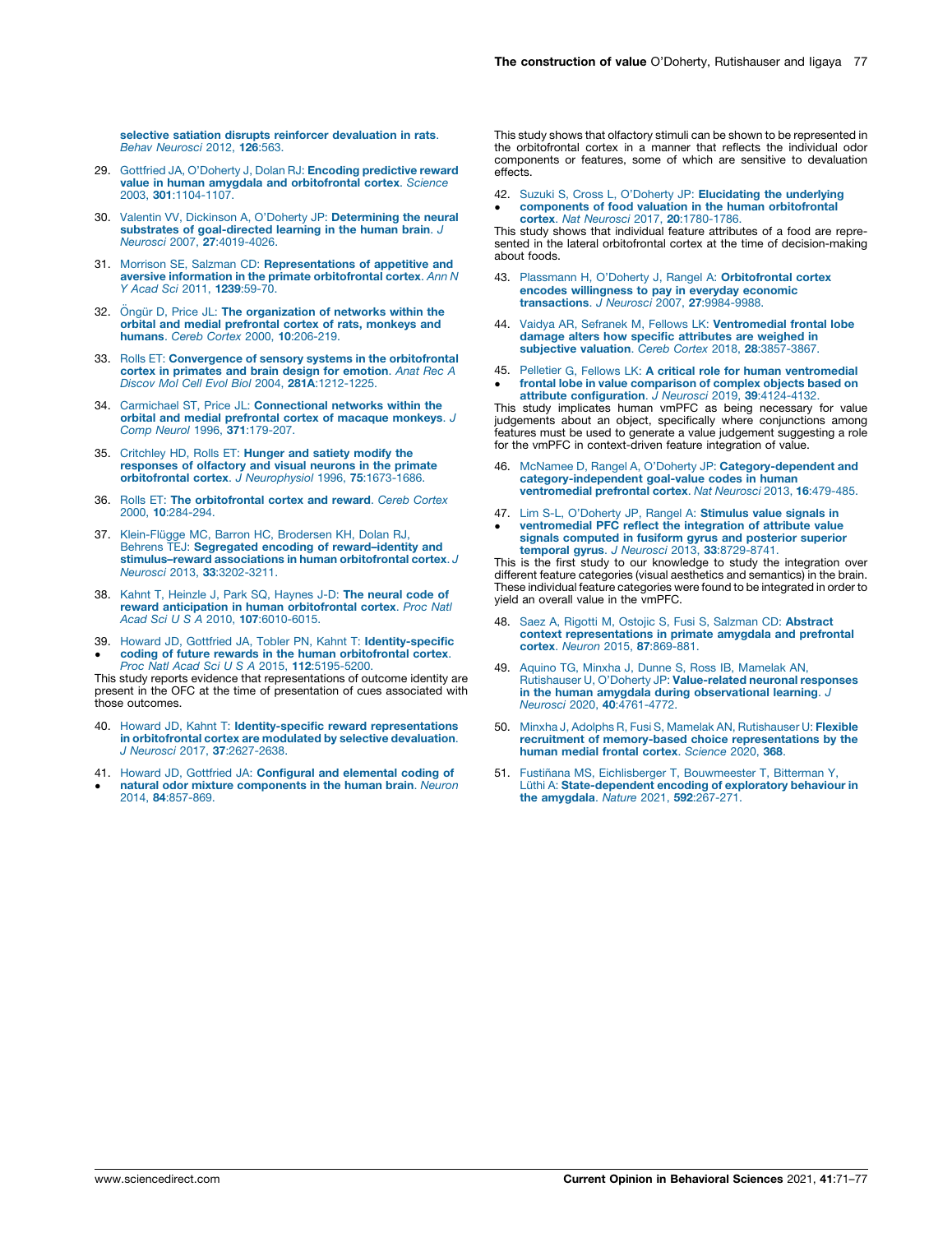selective satiation disrupts reinforcer devaluation in rats. *Behav Neurosci* 2012, **126**:563.

29. Gottfried JA, O'Doherty J, Dolan RJ: **Encoding predictive reward value in human amygdala and orbitofrontal cortex**. *Science* 2003, **301**:1104-1107.

30. Valentin VV, Dickinson A, O'Doherty JP: **Determining the neural substrates of goal-directed learning in the human brain**. *J Neurosci* 2007, **27**:4019-4026.

31. Morrison SE, Salzman CD: **Representations of appetitive and aversive information in the primate orbitofrontal cortex**. *Ann N Y Acad Sci* 2011, **1239**:59-70.

32. Öngür D, Price JL: **The organization of networks within the orbital and medial prefrontal cortex of rats, monkeys and humans**. *Cereb Cortex* 2000, **10**:206-219.

33. Rolls ET: **Convergence of sensory systems in the orbitofrontal cortex in primates and brain design for emotion**. *Anat Rec A Discov Mol Cell Evol Biol* 2004, **281A**:1212-1225.

34. Carmichael ST, Price JL: **Connectional networks within the orbital and medial prefrontal cortex of macaque monkeys**. *J Comp Neurol* 1996, **371**:179-207.

35. Critchley HD, Rolls ET: **Hunger and satiety modify the responses of olfactory and visual neurons in the primate orbitofrontal cortex**. *J Neurophysiol* 1996, **75**:1673-1686.

36. Rolls ET: **The orbitofrontal cortex and reward**. *Cereb Cortex* 2000, **10**:284-294.

37. Klein-Flügge MC, Barron HC, Brodersen KH, Dolan RJ, Behrens TEJ: **Segregated encoding of reward–identity and stimulus–reward associations in human orbitofrontal cortex**. *J Neurosci* 2013, **33**:3202-3211.

38. Kahnt T, Heinzle J, Park SQ, Haynes J-D: **The neural code of reward anticipation in human orbitofrontal cortex**. *Proc Natl Acad Sci U S A* 2010, **107**:6010-6015.

39. • Howard JD, Gottfried JA, Tobler PN, Kahnt T: **Identity-specific coding of future rewards in the human orbitofrontal cortex**. *Proc Natl Acad Sci U S A* 2015, **112**:5195-5200.
This study reports evidence that representations of outcome identity are present in the OFC at the time of presentation of cues associated with those outcomes.

40. Howard JD, Kahnt T: **Identity-specific reward representations in orbitofrontal cortex are modulated by selective devaluation**. *J Neurosci* 2017, **37**:2627-2638.

41. • Howard JD, Gottfried JA: **Configural and elemental coding of natural odor mixture components in the human brain**. *Neuron* 2014, **84**:857-869.
This study shows that olfactory stimuli can be shown to be represented in the orbitofrontal cortex in a manner that reflects the individual odor components or features, some of which are sensitive to devaluation effects.

42. • Suzuki S, Cross L, O'Doherty JP: **Elucidating the underlying components of food valuation in the human orbitofrontal cortex**. *Nat Neurosci* 2017, **20**:1780-1786.
This study shows that individual feature attributes of a food are represented in the lateral orbitofrontal cortex at the time of decision-making about foods.

43. Plassmann H, O'Doherty J, Rangel A: **Orbitofrontal cortex encodes willingness to pay in everyday economic transactions**. *J Neurosci* 2007, **27**:9984-9988.

44. Vaidya AR, Sefranek M, Fellows LK: **Ventromedial frontal lobe damage alters how specific attributes are weighed in subjective valuation**. *Cereb Cortex* 2018, **28**:3857-3867.

45. • Pelletier G, Fellows LK: **A critical role for human ventromedial frontal lobe in value comparison of complex objects based on attribute configuration**. *J Neurosci* 2019, **39**:4124-4132.
This study implicates human vmPFC as being necessary for value judgements about an object, specifically where conjunctions among features must be used to generate a value judgement suggesting a role for the vmPFC in context-driven feature integration of value.

46. McNamee D, Rangel A, O'Doherty JP: **Category-dependent and category-independent goal-value codes in human ventromedial prefrontal cortex**. *Nat Neurosci* 2013, **16**:479-485.

47. • Lim S-L, O'Doherty JP, Rangel A: **Stimulus value signals in ventromedial PFC reflect the integration of attribute value signals computed in fusiform gyrus and posterior superior temporal gyrus**. *J Neurosci* 2013, **33**:8729-8741.
This is the first study to our knowledge to study the integration over different feature categories (visual aesthetics and semantics) in the brain. These individual feature categories were found to be integrated in order to yield an overall value in the vmPFC.

48. Saez A, Rigotti M, Ostojic S, Fusi S, Salzman CD: **Abstract context representations in primate amygdala and prefrontal cortex**. *Neuron* 2015, **87**:869-881.

49. Aquino TG, Minxha J, Dunne S, Ross IB, Mamelak AN, Rutishauser U, O'Doherty JP: **Value-related neuronal responses in the human amygdala during observational learning**. *J Neurosci* 2020, **40**:4761-4772.

50. Minxha J, Adolphs R, Fusi S, Mamelak AN, Rutishauser U: **Flexible recruitment of memory-based choice representations by the human medial frontal cortex**. *Science* 2020, **368**.

51. Fustiñana MS, Eichlisberger T, Bouwmeester T, Bitterman Y, Lüthi A: **State-dependent encoding of exploratory behaviour in the amygdala**. *Nature* 2021, **592**:267-271.